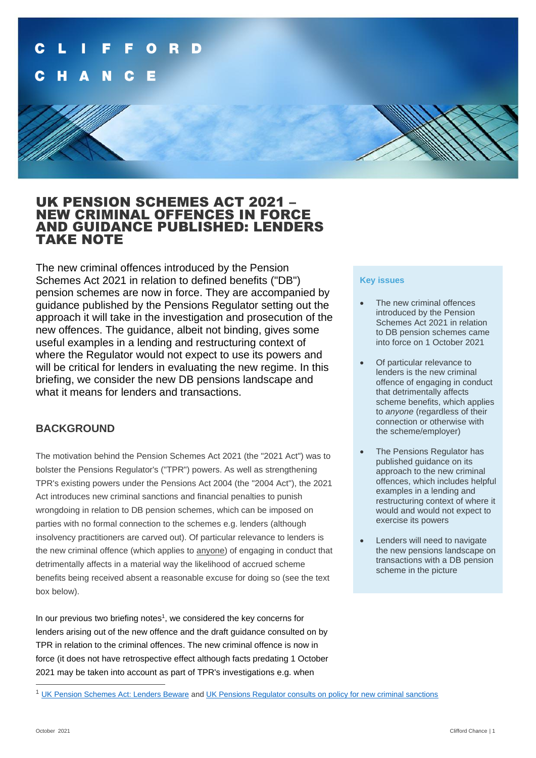# UK PENSION SCHEMES ACT 2021 – NEW CRIMINAL OFFENCES IN FORCE AND GUIDANCE PUBLISHED: LENDERS TAKE NOTE

The new criminal offences introduced by the Pension Schemes Act 2021 in relation to defined benefits ("DB") pension schemes are now in force. They are accompanied by guidance published by the Pensions Regulator setting out the approach it will take in the investigation and prosecution of the new offences. The guidance, albeit not binding, gives some useful examples in a lending and restructuring context of where the Regulator would not expect to use its powers and will be critical for lenders in evaluating the new regime. In this briefing, we consider the new DB pensions landscape and what it means for lenders and transactions.

**Key issues**

- The new criminal offences introduced by the Pension Schemes Act 2021 in relation to DB pension schemes came into force on 1 October 2021
- Of particular relevance to lenders is the new criminal offence of engaging in conduct that detrimentally affects scheme benefits, which applies to *anyone* (regardless of their connection or otherwise with the scheme/employer)
- The Pensions Regulator has published guidance on its approach to the new criminal offences, which includes helpful examples in a lending and restructuring context of where it would and would not expect to exercise its powers
- Lenders will need to navigate the new pensions landscape on transactions with a DB pension scheme in the picture

## BACKGROUND

The motivation behind the Pension Schemes Act 2021 (the "2021 Act") was to bolster the Pensions Regulator's ("TPR") powers. As well as strengthening TPR's existing powers under the Pensions Act 2004 (the "2004 Act"), the 2021 Act introduces new criminal sanctions and financial penalties to punish wrongdoing in relation to DB pension schemes, which can be imposed on parties with no formal connection to the schemes e.g. lenders (although insolvency practitioners are carved out). Of particular relevance to lenders is the new criminal offence (which applies to anyone) of engaging in conduct that detrimentally affects in a material way the likelihood of accrued scheme benefits being received absent a reasonable excuse for doing so (see the text box below).

In our previous two briefing notes[1], we considered the key concerns for lenders arising out of the new offence and the draft guidance consulted on by TPR in relation to the criminal offences. The new criminal offence is now in force (it does not have retrospective effect although facts predating 1 October 2021 may be taken into account as part of TPR's investigations e.g. when

[1] UK Pension Schemes Act: Lenders Beware and UK Pensions Regulator consults on policy for new criminal sanctions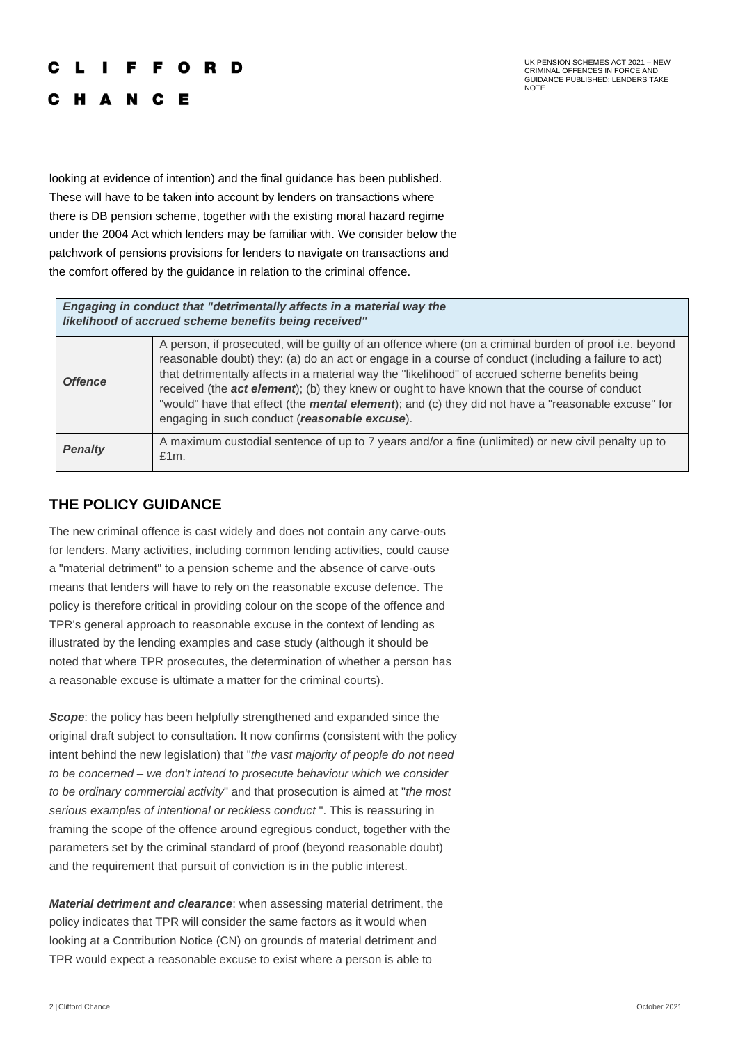looking at evidence of intention) and the final guidance has been published. These will have to be taken into account by lenders on transactions where there is DB pension scheme, together with the existing moral hazard regime under the 2004 Act which lenders may be familiar with. We consider below the patchwork of pensions provisions for lenders to navigate on transactions and the comfort offered by the guidance in relation to the criminal offence.

| ***Engaging in conduct that "detrimentally affects in a material way the likelihood of accrued scheme benefits being received"*** | |
|---|---|
| ***Offence*** | A person, if prosecuted, will be guilty of an offence where (on a criminal burden of proof i.e. beyond reasonable doubt) they: (a) do an act or engage in a course of conduct (including a failure to act) that detrimentally affects in a material way the "likelihood" of accrued scheme benefits being received (the ***act element***); (b) they knew or ought to have known that the course of conduct "would" have that effect (the ***mental element***); and (c) they did not have a "reasonable excuse" for engaging in such conduct (***reasonable excuse***). |
| ***Penalty*** | A maximum custodial sentence of up to 7 years and/or a fine (unlimited) or new civil penalty up to £1m. |

## THE POLICY GUIDANCE

The new criminal offence is cast widely and does not contain any carve-outs for lenders. Many activities, including common lending activities, could cause a "material detriment" to a pension scheme and the absence of carve-outs means that lenders will have to rely on the reasonable excuse defence. The policy is therefore critical in providing colour on the scope of the offence and TPR's general approach to reasonable excuse in the context of lending as illustrated by the lending examples and case study (although it should be noted that where TPR prosecutes, the determination of whether a person has a reasonable excuse is ultimate a matter for the criminal courts).

***Scope***: the policy has been helpfully strengthened and expanded since the original draft subject to consultation. It now confirms (consistent with the policy intent behind the new legislation) that "*the vast majority of people do not need to be concerned – we don't intend to prosecute behaviour which we consider to be ordinary commercial activity*" and that prosecution is aimed at "*the most serious examples of intentional or reckless conduct* ". This is reassuring in framing the scope of the offence around egregious conduct, together with the parameters set by the criminal standard of proof (beyond reasonable doubt) and the requirement that pursuit of conviction is in the public interest.

***Material detriment and clearance***: when assessing material detriment, the policy indicates that TPR will consider the same factors as it would when looking at a Contribution Notice (CN) on grounds of material detriment and TPR would expect a reasonable excuse to exist where a person is able to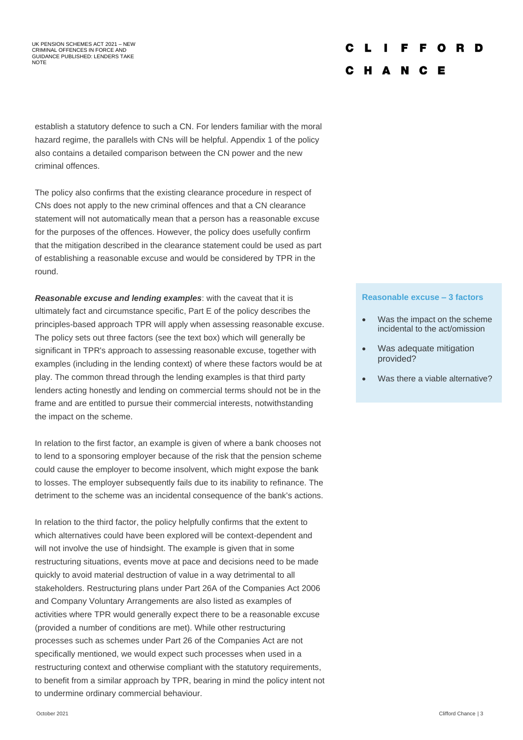establish a statutory defence to such a CN. For lenders familiar with the moral hazard regime, the parallels with CNs will be helpful. Appendix 1 of the policy also contains a detailed comparison between the CN power and the new criminal offences.

The policy also confirms that the existing clearance procedure in respect of CNs does not apply to the new criminal offences and that a CN clearance statement will not automatically mean that a person has a reasonable excuse for the purposes of the offences. However, the policy does usefully confirm that the mitigation described in the clearance statement could be used as part of establishing a reasonable excuse and would be considered by TPR in the round.

***Reasonable excuse and lending examples***: with the caveat that it is ultimately fact and circumstance specific, Part E of the policy describes the principles-based approach TPR will apply when assessing reasonable excuse. The policy sets out three factors (see the text box) which will generally be significant in TPR's approach to assessing reasonable excuse, together with examples (including in the lending context) of where these factors would be at play. The common thread through the lending examples is that third party lenders acting honestly and lending on commercial terms should not be in the frame and are entitled to pursue their commercial interests, notwithstanding the impact on the scheme.

**Reasonable excuse – 3 factors**

- Was the impact on the scheme incidental to the act/omission
- Was adequate mitigation provided?
- Was there a viable alternative?

In relation to the first factor, an example is given of where a bank chooses not to lend to a sponsoring employer because of the risk that the pension scheme could cause the employer to become insolvent, which might expose the bank to losses. The employer subsequently fails due to its inability to refinance. The detriment to the scheme was an incidental consequence of the bank's actions.

In relation to the third factor, the policy helpfully confirms that the extent to which alternatives could have been explored will be context-dependent and will not involve the use of hindsight. The example is given that in some restructuring situations, events move at pace and decisions need to be made quickly to avoid material destruction of value in a way detrimental to all stakeholders. Restructuring plans under Part 26A of the Companies Act 2006 and Company Voluntary Arrangements are also listed as examples of activities where TPR would generally expect there to be a reasonable excuse (provided a number of conditions are met). While other restructuring processes such as schemes under Part 26 of the Companies Act are not specifically mentioned, we would expect such processes when used in a restructuring context and otherwise compliant with the statutory requirements, to benefit from a similar approach by TPR, bearing in mind the policy intent not to undermine ordinary commercial behaviour.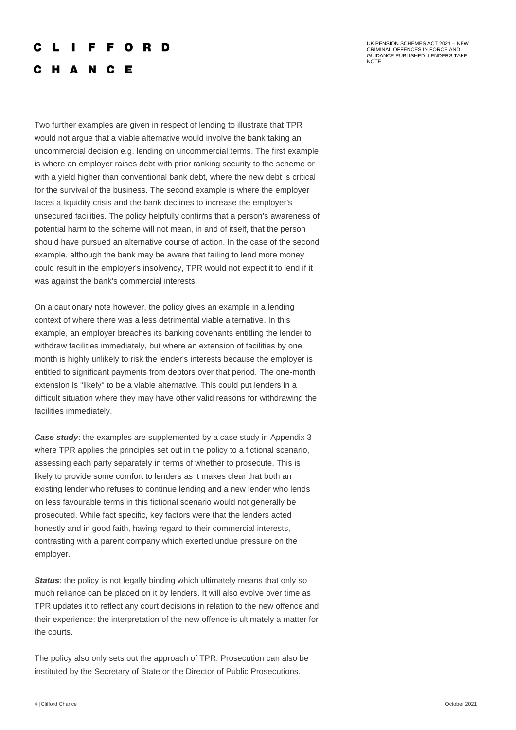Two further examples are given in respect of lending to illustrate that TPR would not argue that a viable alternative would involve the bank taking an uncommercial decision e.g. lending on uncommercial terms. The first example is where an employer raises debt with prior ranking security to the scheme or with a yield higher than conventional bank debt, where the new debt is critical for the survival of the business. The second example is where the employer faces a liquidity crisis and the bank declines to increase the employer's unsecured facilities. The policy helpfully confirms that a person's awareness of potential harm to the scheme will not mean, in and of itself, that the person should have pursued an alternative course of action. In the case of the second example, although the bank may be aware that failing to lend more money could result in the employer's insolvency, TPR would not expect it to lend if it was against the bank's commercial interests.

On a cautionary note however, the policy gives an example in a lending context of where there was a less detrimental viable alternative. In this example, an employer breaches its banking covenants entitling the lender to withdraw facilities immediately, but where an extension of facilities by one month is highly unlikely to risk the lender's interests because the employer is entitled to significant payments from debtors over that period. The one-month extension is "likely" to be a viable alternative. This could put lenders in a difficult situation where they may have other valid reasons for withdrawing the facilities immediately.

***Case study***: the examples are supplemented by a case study in Appendix 3 where TPR applies the principles set out in the policy to a fictional scenario, assessing each party separately in terms of whether to prosecute. This is likely to provide some comfort to lenders as it makes clear that both an existing lender who refuses to continue lending and a new lender who lends on less favourable terms in this fictional scenario would not generally be prosecuted. While fact specific, key factors were that the lenders acted honestly and in good faith, having regard to their commercial interests, contrasting with a parent company which exerted undue pressure on the employer.

***Status***: the policy is not legally binding which ultimately means that only so much reliance can be placed on it by lenders. It will also evolve over time as TPR updates it to reflect any court decisions in relation to the new offence and their experience: the interpretation of the new offence is ultimately a matter for the courts.

The policy also only sets out the approach of TPR. Prosecution can also be instituted by the Secretary of State or the Director of Public Prosecutions,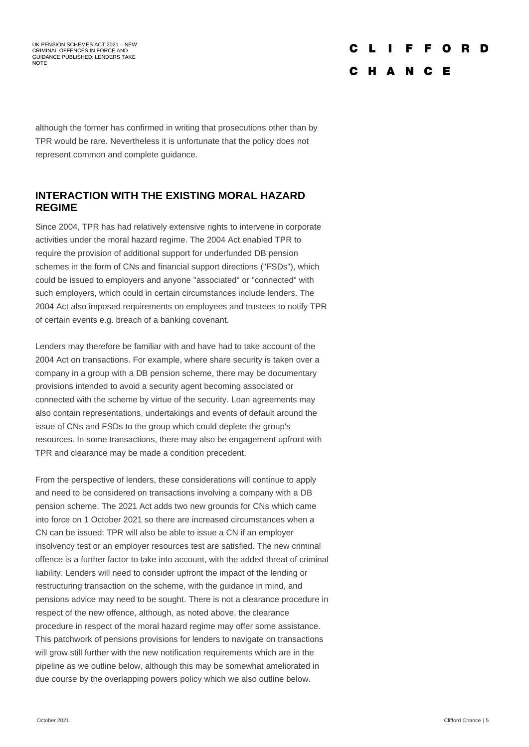although the former has confirmed in writing that prosecutions other than by TPR would be rare. Nevertheless it is unfortunate that the policy does not represent common and complete guidance.

## INTERACTION WITH THE EXISTING MORAL HAZARD REGIME

Since 2004, TPR has had relatively extensive rights to intervene in corporate activities under the moral hazard regime. The 2004 Act enabled TPR to require the provision of additional support for underfunded DB pension schemes in the form of CNs and financial support directions ("FSDs"), which could be issued to employers and anyone "associated" or "connected" with such employers, which could in certain circumstances include lenders. The 2004 Act also imposed requirements on employees and trustees to notify TPR of certain events e.g. breach of a banking covenant.

Lenders may therefore be familiar with and have had to take account of the 2004 Act on transactions. For example, where share security is taken over a company in a group with a DB pension scheme, there may be documentary provisions intended to avoid a security agent becoming associated or connected with the scheme by virtue of the security. Loan agreements may also contain representations, undertakings and events of default around the issue of CNs and FSDs to the group which could deplete the group's resources. In some transactions, there may also be engagement upfront with TPR and clearance may be made a condition precedent.

From the perspective of lenders, these considerations will continue to apply and need to be considered on transactions involving a company with a DB pension scheme. The 2021 Act adds two new grounds for CNs which came into force on 1 October 2021 so there are increased circumstances when a CN can be issued: TPR will also be able to issue a CN if an employer insolvency test or an employer resources test are satisfied. The new criminal offence is a further factor to take into account, with the added threat of criminal liability. Lenders will need to consider upfront the impact of the lending or restructuring transaction on the scheme, with the guidance in mind, and pensions advice may need to be sought. There is not a clearance procedure in respect of the new offence, although, as noted above, the clearance procedure in respect of the moral hazard regime may offer some assistance. This patchwork of pensions provisions for lenders to navigate on transactions will grow still further with the new notification requirements which are in the pipeline as we outline below, although this may be somewhat ameliorated in due course by the overlapping powers policy which we also outline below.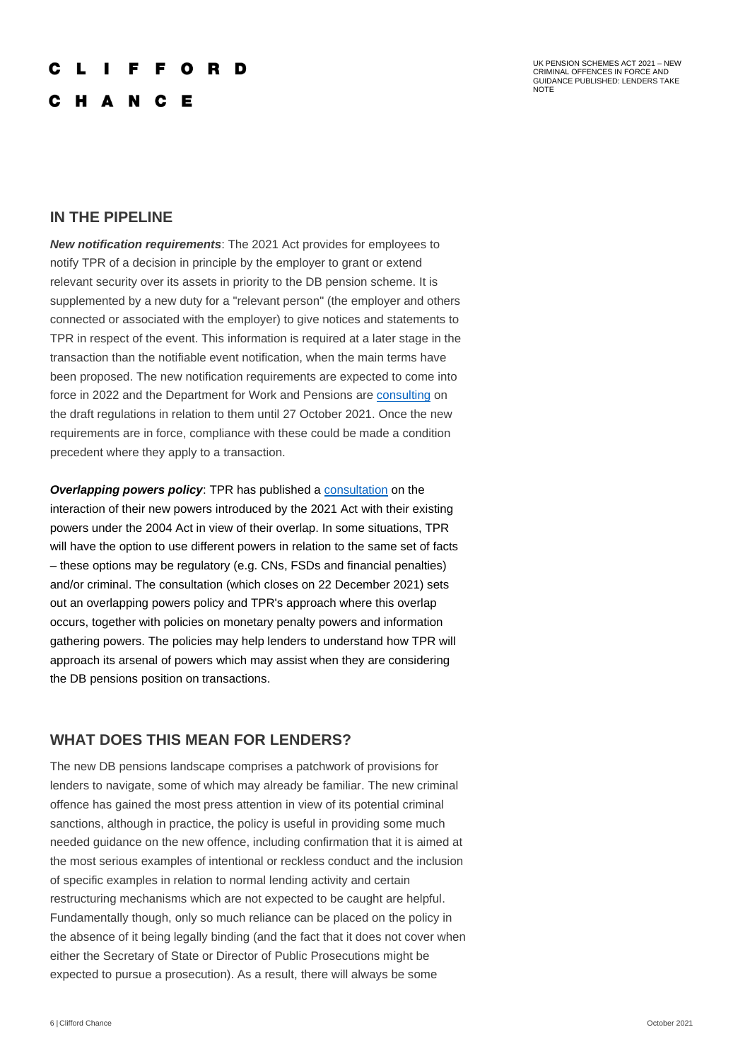## IN THE PIPELINE

***New notification requirements***: The 2021 Act provides for employees to notify TPR of a decision in principle by the employer to grant or extend relevant security over its assets in priority to the DB pension scheme. It is supplemented by a new duty for a "relevant person" (the employer and others connected or associated with the employer) to give notices and statements to TPR in respect of the event. This information is required at a later stage in the transaction than the notifiable event notification, when the main terms have been proposed. The new notification requirements are expected to come into force in 2022 and the Department for Work and Pensions are consulting on the draft regulations in relation to them until 27 October 2021. Once the new requirements are in force, compliance with these could be made a condition precedent where they apply to a transaction.

***Overlapping powers policy***: TPR has published a consultation on the interaction of their new powers introduced by the 2021 Act with their existing powers under the 2004 Act in view of their overlap. In some situations, TPR will have the option to use different powers in relation to the same set of facts – these options may be regulatory (e.g. CNs, FSDs and financial penalties) and/or criminal. The consultation (which closes on 22 December 2021) sets out an overlapping powers policy and TPR's approach where this overlap occurs, together with policies on monetary penalty powers and information gathering powers. The policies may help lenders to understand how TPR will approach its arsenal of powers which may assist when they are considering the DB pensions position on transactions.

## WHAT DOES THIS MEAN FOR LENDERS?

The new DB pensions landscape comprises a patchwork of provisions for lenders to navigate, some of which may already be familiar. The new criminal offence has gained the most press attention in view of its potential criminal sanctions, although in practice, the policy is useful in providing some much needed guidance on the new offence, including confirmation that it is aimed at the most serious examples of intentional or reckless conduct and the inclusion of specific examples in relation to normal lending activity and certain restructuring mechanisms which are not expected to be caught are helpful. Fundamentally though, only so much reliance can be placed on the policy in the absence of it being legally binding (and the fact that it does not cover when either the Secretary of State or Director of Public Prosecutions might be expected to pursue a prosecution). As a result, there will always be some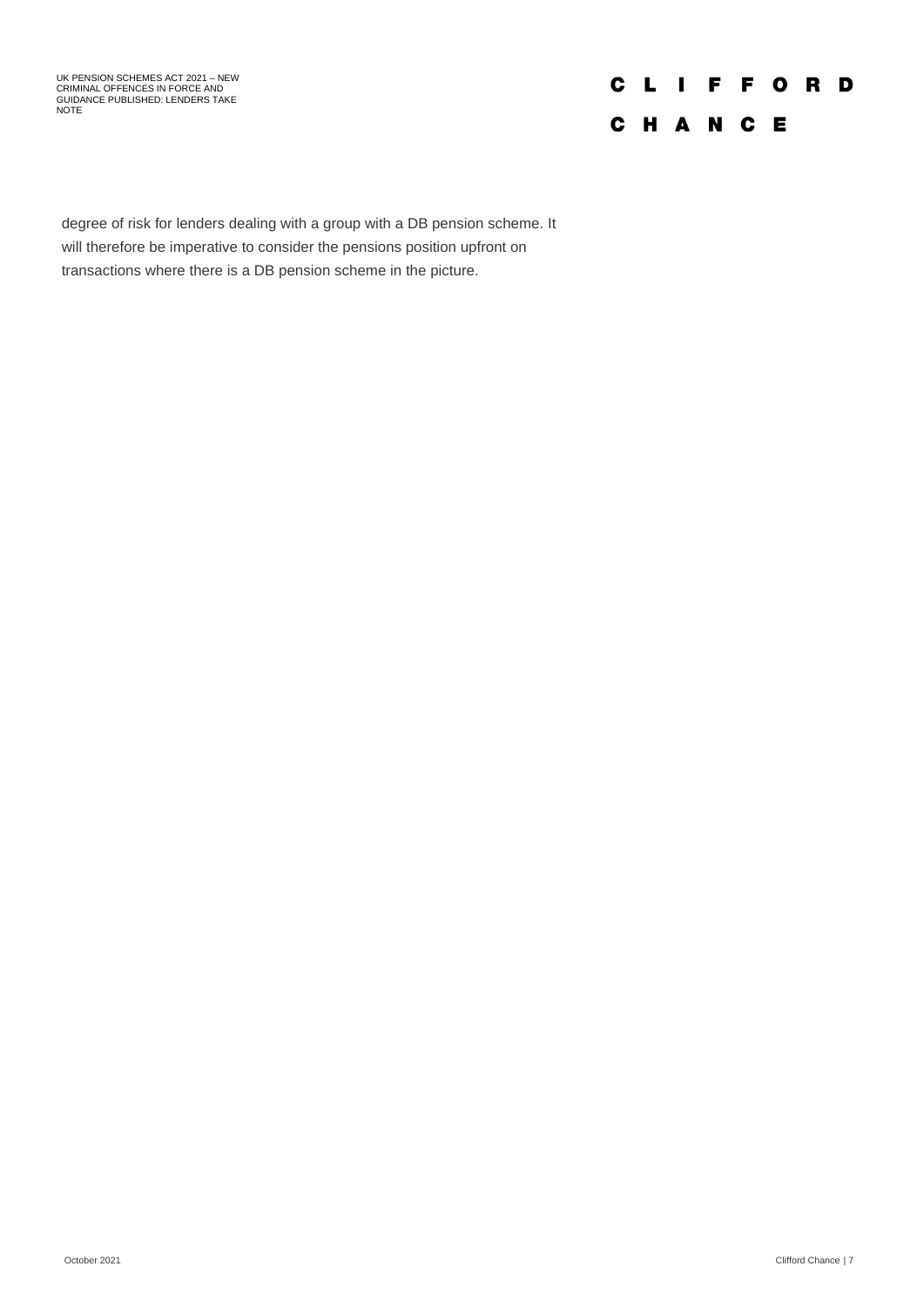degree of risk for lenders dealing with a group with a DB pension scheme. It will therefore be imperative to consider the pensions position upfront on transactions where there is a DB pension scheme in the picture.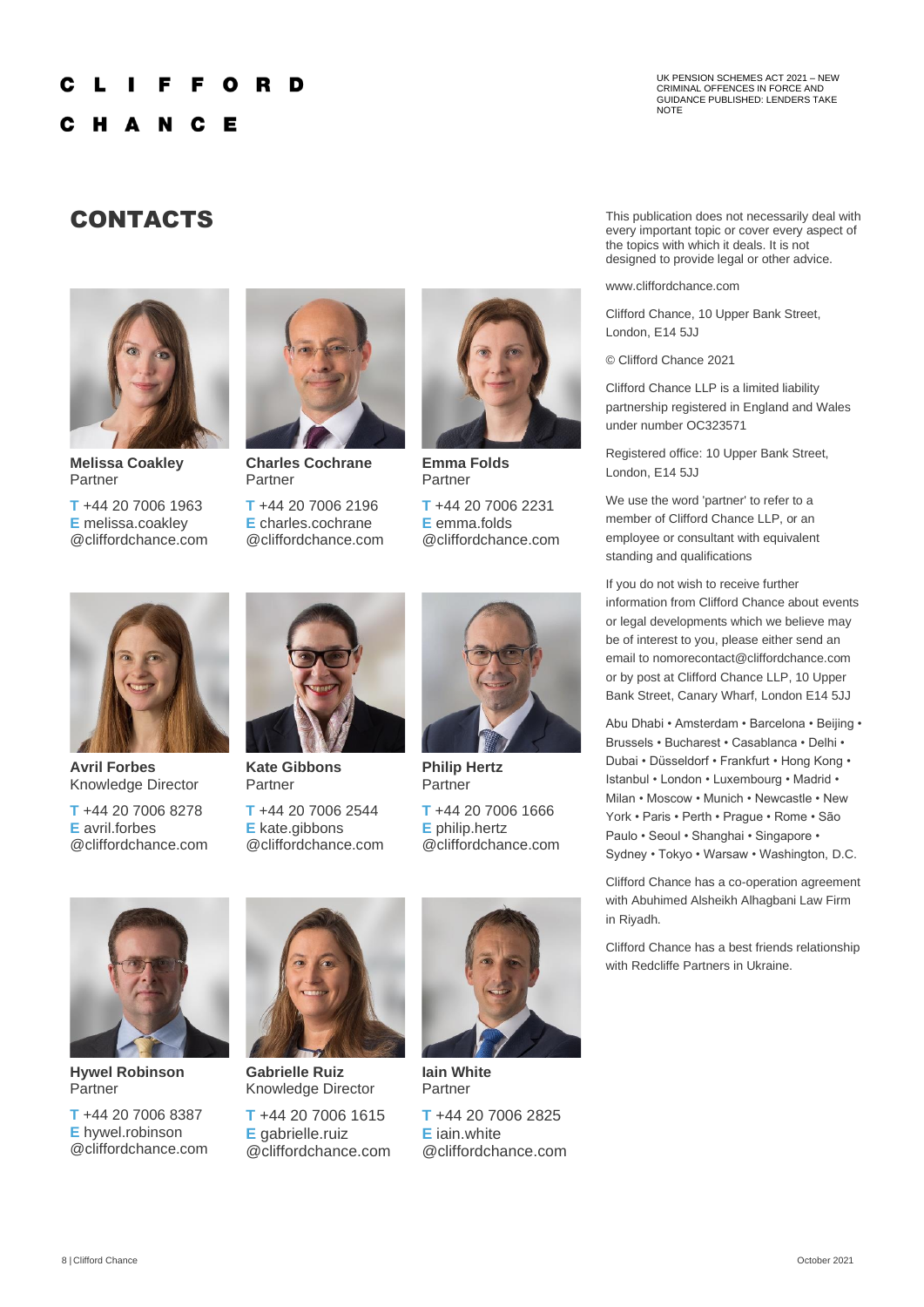## CONTACTS

**Melissa Coakley**
Partner

T +44 20 7006 1963
E melissa.coakley@cliffordchance.com

**Charles Cochrane**
Partner

T +44 20 7006 2196
E charles.cochrane@cliffordchance.com

**Emma Folds**
Partner

T +44 20 7006 2231
E emma.folds@cliffordchance.com

**Avril Forbes**
Knowledge Director

T +44 20 7006 8278
E avril.forbes@cliffordchance.com

**Kate Gibbons**
Partner

T +44 20 7006 2544
E kate.gibbons@cliffordchance.com

**Philip Hertz**
Partner

T +44 20 7006 1666
E philip.hertz@cliffordchance.com

**Hywel Robinson**
Partner

T +44 20 7006 8387
E hywel.robinson@cliffordchance.com

**Gabrielle Ruiz**
Knowledge Director

T +44 20 7006 1615
E gabrielle.ruiz@cliffordchance.com

**Iain White**
Partner

T +44 20 7006 2825
E iain.white@cliffordchance.com

This publication does not necessarily deal with every important topic or cover every aspect of the topics with which it deals. It is not designed to provide legal or other advice.

www.cliffordchance.com

Clifford Chance, 10 Upper Bank Street, London, E14 5JJ

© Clifford Chance 2021

Clifford Chance LLP is a limited liability partnership registered in England and Wales under number OC323571

Registered office: 10 Upper Bank Street, London, E14 5JJ

We use the word 'partner' to refer to a member of Clifford Chance LLP, or an employee or consultant with equivalent standing and qualifications

If you do not wish to receive further information from Clifford Chance about events or legal developments which we believe may be of interest to you, please either send an email to nomorecontact@cliffordchance.com or by post at Clifford Chance LLP, 10 Upper Bank Street, Canary Wharf, London E14 5JJ

Abu Dhabi • Amsterdam • Barcelona • Beijing • Brussels • Bucharest • Casablanca • Delhi • Dubai • Düsseldorf • Frankfurt • Hong Kong • Istanbul • London • Luxembourg • Madrid • Milan • Moscow • Munich • Newcastle • New York • Paris • Perth • Prague • Rome • São Paulo • Seoul • Shanghai • Singapore • Sydney • Tokyo • Warsaw • Washington, D.C.

Clifford Chance has a co-operation agreement with Abuhimed Alsheikh Alhagbani Law Firm in Riyadh.

Clifford Chance has a best friends relationship with Redcliffe Partners in Ukraine.